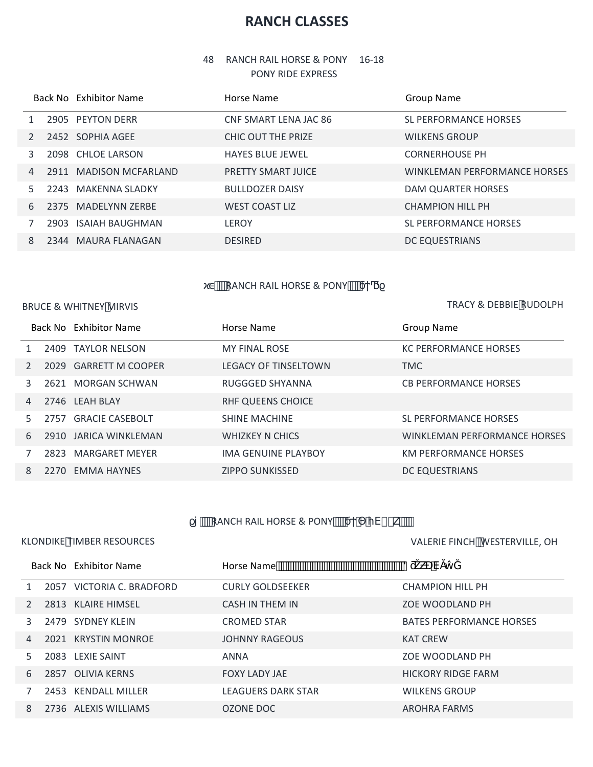# RANCH CLASSES

48 RANCH RAIL HORSE & PONY 16-18

PONY RIDE EXPRESS

| | Back No | Exhibitor Name | Horse Name | Group Name |
|---|---|---|---|---|
| 1 | 2905 | PEYTON DERR | CNF SMART LENA JAC 86 | SL PERFORMANCE HORSES |
| 2 | 2452 | SOPHIA AGEE | CHIC OUT THE PRIZE | WILKENS GROUP |
| 3 | 2098 | CHLOE LARSON | HAYES BLUE JEWEL | CORNERHOUSE PH |
| 4 | 2911 | MADISON MCFARLAND | PRETTY SMART JUICE | WINKLEMAN PERFORMANCE HORSES |
| 5 | 2243 | MAKENNA SLADKY | BULLDOZER DAISY | DAM QUARTER HORSES |
| 6 | 2375 | MADELYNN ZERBE | WEST COAST LIZ | CHAMPION HILL PH |
| 7 | 2903 | ISAIAH BAUGHMAN | LEROY | SL PERFORMANCE HORSES |
| 8 | 2344 | MAURA FLANAGAN | DESIRED | DC EQUESTRIANS |

RANCH RAIL HORSE & PONY

BRUCE & WHITNEY MIRVIS

TRACY & DEBBIE RUDOLPH

| | Back No | Exhibitor Name | Horse Name | Group Name |
|---|---|---|---|---|
| 1 | 2409 | TAYLOR NELSON | MY FINAL ROSE | KC PERFORMANCE HORSES |
| 2 | 2029 | GARRETT M COOPER | LEGACY OF TINSELTOWN | TMC |
| 3 | 2621 | MORGAN SCHWAN | RUGGGED SHYANNA | CB PERFORMANCE HORSES |
| 4 | 2746 | LEAH BLAY | RHF QUEENS CHOICE | |
| 5 | 2757 | GRACIE CASEBOLT | SHINE MACHINE | SL PERFORMANCE HORSES |
| 6 | 2910 | JARICA WINKLEMAN | WHIZKEY N CHICS | WINKLEMAN PERFORMANCE HORSES |
| 7 | 2823 | MARGARET MEYER | IMA GENUINE PLAYBOY | KM PERFORMANCE HORSES |
| 8 | 2270 | EMMA HAYNES | ZIPPO SUNKISSED | DC EQUESTRIANS |

RANCH RAIL HORSE & PONY

KLONDIKE TIMBER RESOURCES

VALERIE FINCH WESTERVILLE, OH

| | Back No | Exhibitor Name | Horse Name | Group Name |
|---|---|---|---|---|
| 1 | 2057 | VICTORIA C. BRADFORD | CURLY GOLDSEEKER | CHAMPION HILL PH |
| 2 | 2813 | KLAIRE HIMSEL | CASH IN THEM IN | ZOE WOODLAND PH |
| 3 | 2479 | SYDNEY KLEIN | CROMED STAR | BATES PERFORMANCE HORSES |
| 4 | 2021 | KRYSTIN MONROE | JOHNNY RAGEOUS | KAT CREW |
| 5 | 2083 | LEXIE SAINT | ANNA | ZOE WOODLAND PH |
| 6 | 2857 | OLIVIA KERNS | FOXY LADY JAE | HICKORY RIDGE FARM |
| 7 | 2453 | KENDALL MILLER | LEAGUERS DARK STAR | WILKENS GROUP |
| 8 | 2736 | ALEXIS WILLIAMS | OZONE DOC | AROHRA FARMS |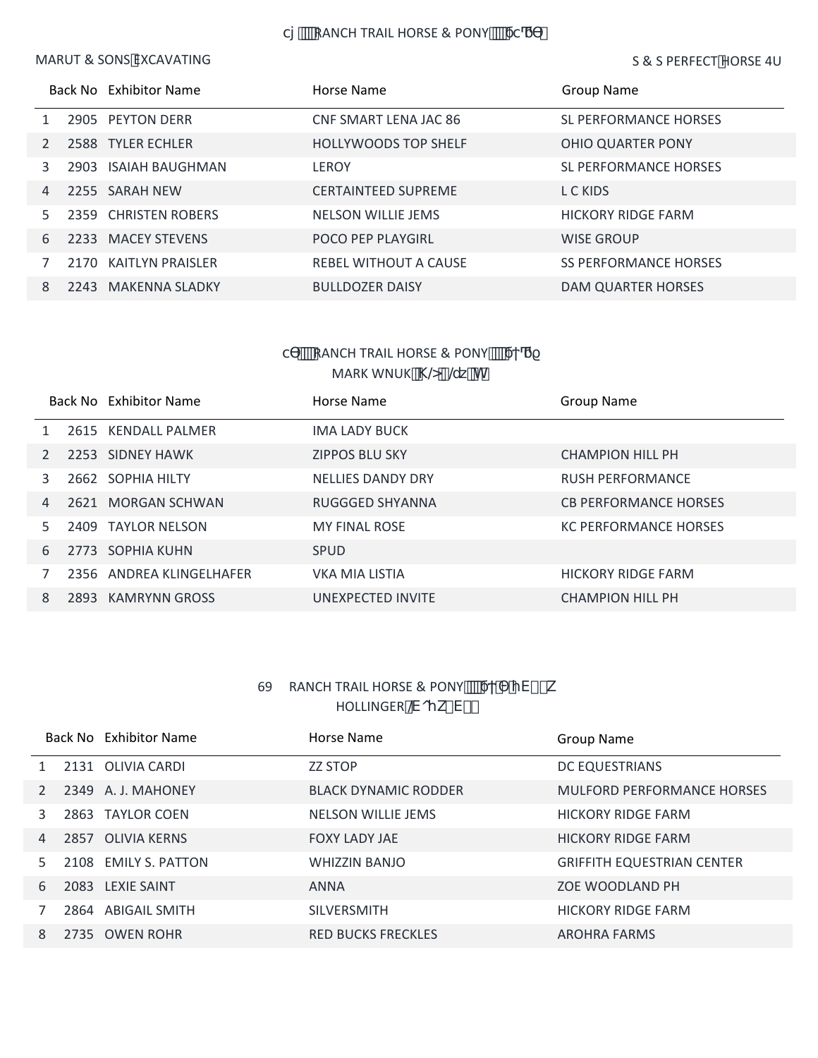## 67 RANCH TRAIL HORSE & PONY 13 & UNDER

MARUT & SONS EXCAVATING

S & S PERFECT HORSE 4U

| | Back No | Exhibitor Name | Horse Name | Group Name |
|---|---|---|---|---|
| 1 | 2905 | PEYTON DERR | CNF SMART LENA JAC 86 | SL PERFORMANCE HORSES |
| 2 | 2588 | TYLER ECHLER | HOLLYWOODS TOP SHELF | OHIO QUARTER PONY |
| 3 | 2903 | ISAIAH BAUGHMAN | LEROY | SL PERFORMANCE HORSES |
| 4 | 2255 | SARAH NEW | CERTAINTEED SUPREME | L C KIDS |
| 5 | 2359 | CHRISTEN ROBERS | NELSON WILLIE JEMS | HICKORY RIDGE FARM |
| 6 | 2233 | MACEY STEVENS | POCO PEP PLAYGIRL | WISE GROUP |
| 7 | 2170 | KAITLYN PRAISLER | REBEL WITHOUT A CAUSE | SS PERFORMANCE HORSES |
| 8 | 2243 | MAKENNA SLADKY | BULLDOZER DAISY | DAM QUARTER HORSES |

## 68 RANCH TRAIL HORSE & PONY 14-18

MARK WNUK

| | Back No | Exhibitor Name | Horse Name | Group Name |
|---|---|---|---|---|
| 1 | 2615 | KENDALL PALMER | IMA LADY BUCK | |
| 2 | 2253 | SIDNEY HAWK | ZIPPOS BLU SKY | CHAMPION HILL PH |
| 3 | 2662 | SOPHIA HILTY | NELLIES DANDY DRY | RUSH PERFORMANCE |
| 4 | 2621 | MORGAN SCHWAN | RUGGGED SHYANNA | CB PERFORMANCE HORSES |
| 5 | 2409 | TAYLOR NELSON | MY FINAL ROSE | KC PERFORMANCE HORSES |
| 6 | 2773 | SOPHIA KUHN | SPUD | |
| 7 | 2356 | ANDREA KLINGELHAFER | VKA MIA LISTIA | HICKORY RIDGE FARM |
| 8 | 2893 | KAMRYNN GROSS | UNEXPECTED INVITE | CHAMPION HILL PH |

## 69 RANCH TRAIL HORSE & PONY

HOLLINGER

| | Back No | Exhibitor Name | Horse Name | Group Name |
|---|---|---|---|---|
| 1 | 2131 | OLIVIA CARDI | ZZ STOP | DC EQUESTRIANS |
| 2 | 2349 | A. J. MAHONEY | BLACK DYNAMIC RODDER | MULFORD PERFORMANCE HORSES |
| 3 | 2863 | TAYLOR COEN | NELSON WILLIE JEMS | HICKORY RIDGE FARM |
| 4 | 2857 | OLIVIA KERNS | FOXY LADY JAE | HICKORY RIDGE FARM |
| 5 | 2108 | EMILY S. PATTON | WHIZZIN BANJO | GRIFFITH EQUESTRIAN CENTER |
| 6 | 2083 | LEXIE SAINT | ANNA | ZOE WOODLAND PH |
| 7 | 2864 | ABIGAIL SMITH | SILVERSMITH | HICKORY RIDGE FARM |
| 8 | 2735 | OWEN ROHR | RED BUCKS FRECKLES | AROHRA FARMS |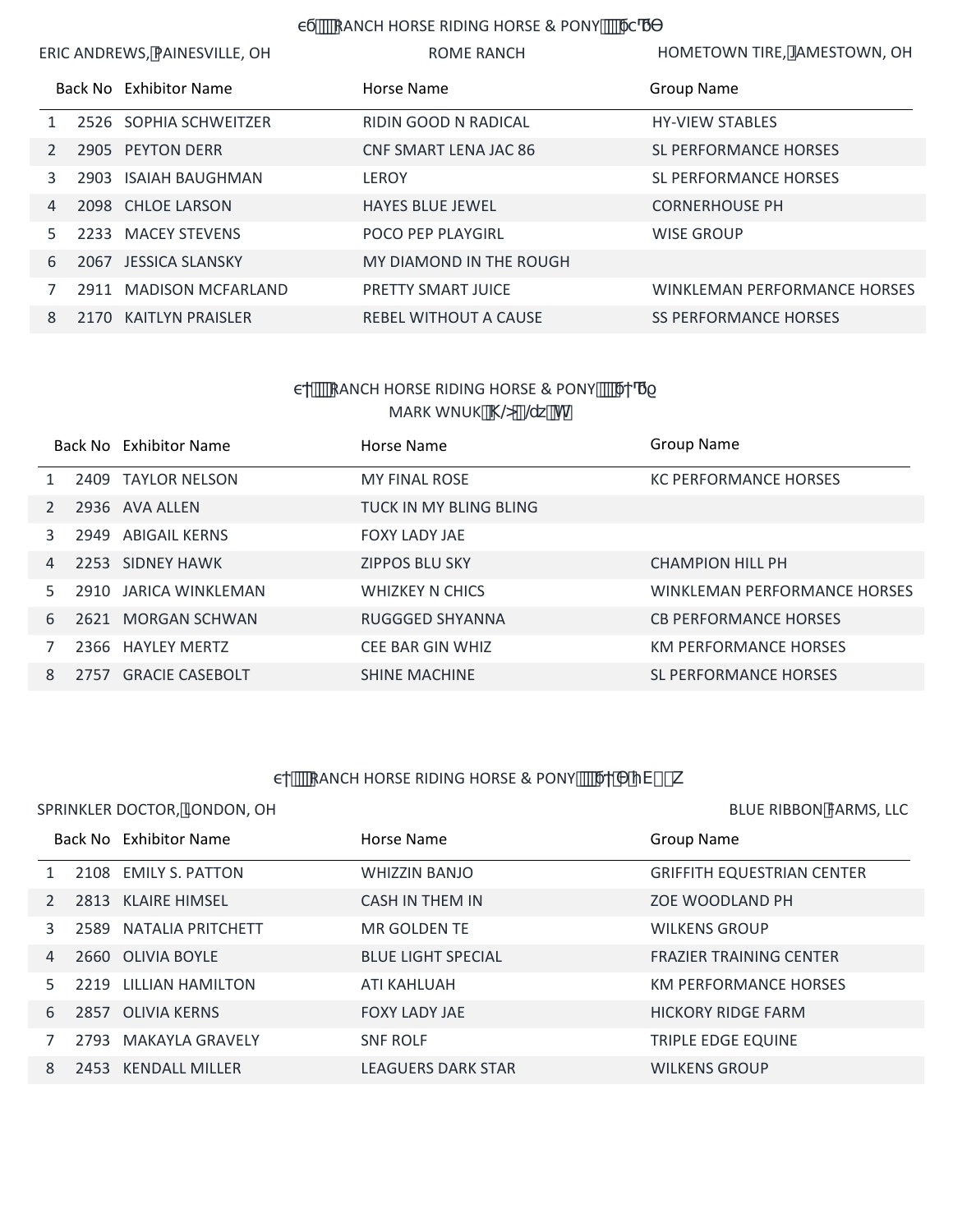## RANCH HORSE RIDING HORSE & PONY

ERIC ANDREWS, PAINESVILLE, OH — ROME RANCH — HOMETOWN TIRE, JAMESTOWN, OH

| | Back No | Exhibitor Name | Horse Name | Group Name |
|---|---|---|---|---|
| 1 | 2526 | SOPHIA SCHWEITZER | RIDIN GOOD N RADICAL | HY-VIEW STABLES |
| 2 | 2905 | PEYTON DERR | CNF SMART LENA JAC 86 | SL PERFORMANCE HORSES |
| 3 | 2903 | ISAIAH BAUGHMAN | LEROY | SL PERFORMANCE HORSES |
| 4 | 2098 | CHLOE LARSON | HAYES BLUE JEWEL | CORNERHOUSE PH |
| 5 | 2233 | MACEY STEVENS | POCO PEP PLAYGIRL | WISE GROUP |
| 6 | 2067 | JESSICA SLANSKY | MY DIAMOND IN THE ROUGH | |
| 7 | 2911 | MADISON MCFARLAND | PRETTY SMART JUICE | WINKLEMAN PERFORMANCE HORSES |
| 8 | 2170 | KAITLYN PRAISLER | REBEL WITHOUT A CAUSE | SS PERFORMANCE HORSES |

## RANCH HORSE RIDING HORSE & PONY

MARK WNUK

| | Back No | Exhibitor Name | Horse Name | Group Name |
|---|---|---|---|---|
| 1 | 2409 | TAYLOR NELSON | MY FINAL ROSE | KC PERFORMANCE HORSES |
| 2 | 2936 | AVA ALLEN | TUCK IN MY BLING BLING | |
| 3 | 2949 | ABIGAIL KERNS | FOXY LADY JAE | |
| 4 | 2253 | SIDNEY HAWK | ZIPPOS BLU SKY | CHAMPION HILL PH |
| 5 | 2910 | JARICA WINKLEMAN | WHIZKEY N CHICS | WINKLEMAN PERFORMANCE HORSES |
| 6 | 2621 | MORGAN SCHWAN | RUGGGED SHYANNA | CB PERFORMANCE HORSES |
| 7 | 2366 | HAYLEY MERTZ | CEE BAR GIN WHIZ | KM PERFORMANCE HORSES |
| 8 | 2757 | GRACIE CASEBOLT | SHINE MACHINE | SL PERFORMANCE HORSES |

## RANCH HORSE RIDING HORSE & PONY

SPRINKLER DOCTOR, LONDON, OH — BLUE RIBBON FARMS, LLC

| | Back No | Exhibitor Name | Horse Name | Group Name |
|---|---|---|---|---|
| 1 | 2108 | EMILY S. PATTON | WHIZZIN BANJO | GRIFFITH EQUESTRIAN CENTER |
| 2 | 2813 | KLAIRE HIMSEL | CASH IN THEM IN | ZOE WOODLAND PH |
| 3 | 2589 | NATALIA PRITCHETT | MR GOLDEN TE | WILKENS GROUP |
| 4 | 2660 | OLIVIA BOYLE | BLUE LIGHT SPECIAL | FRAZIER TRAINING CENTER |
| 5 | 2219 | LILLIAN HAMILTON | ATI KAHLUAH | KM PERFORMANCE HORSES |
| 6 | 2857 | OLIVIA KERNS | FOXY LADY JAE | HICKORY RIDGE FARM |
| 7 | 2793 | MAKAYLA GRAVELY | SNF ROLF | TRIPLE EDGE EQUINE |
| 8 | 2453 | KENDALL MILLER | LEAGUERS DARK STAR | WILKENS GROUP |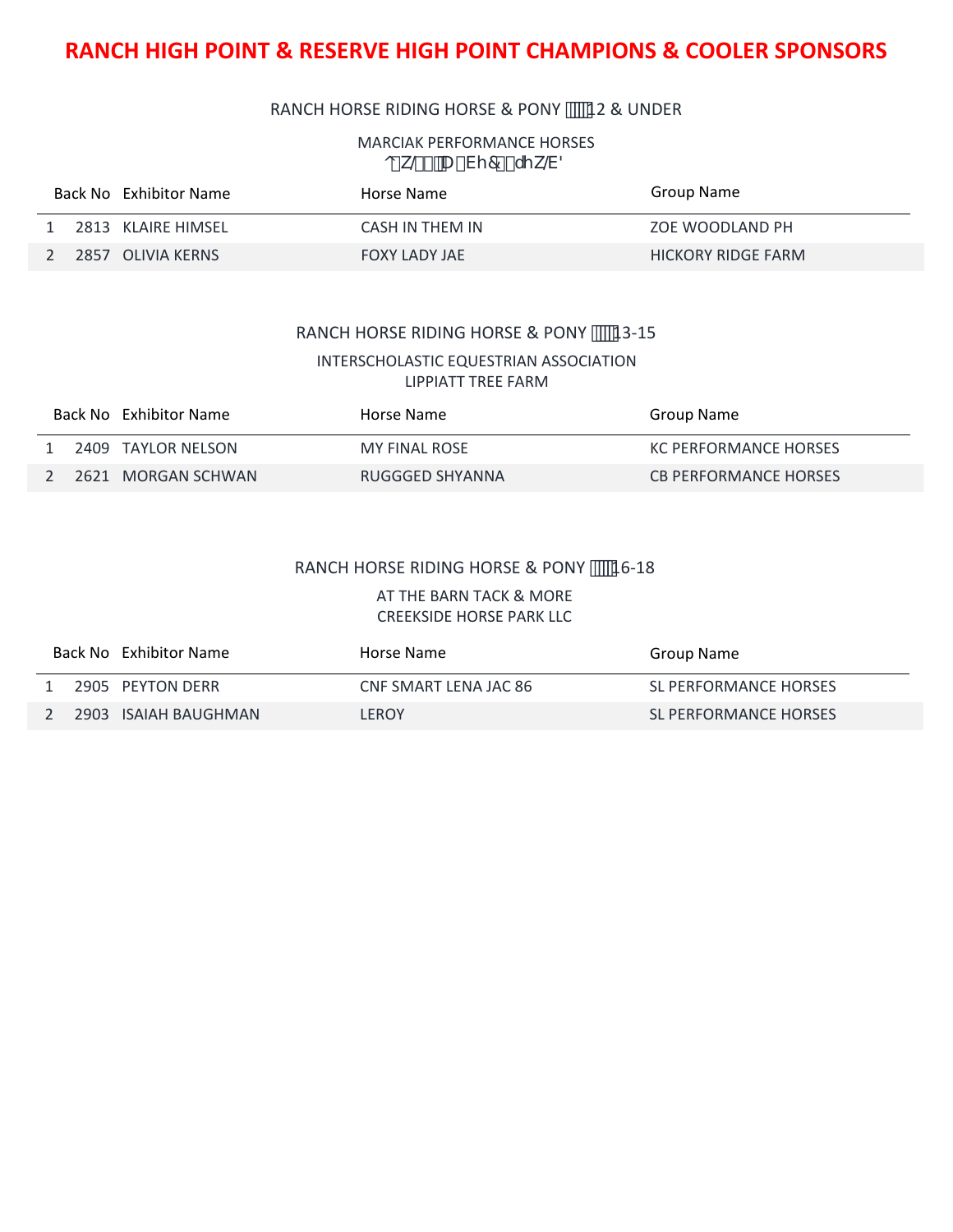# RANCH HIGH POINT & RESERVE HIGH POINT CHAMPIONS & COOLER SPONSORS

## RANCH HORSE RIDING HORSE & PONY 12 & UNDER

MARCIAK PERFORMANCE HORSES
ˆZ/D Eh& dhZ/E'

| | Back No | Exhibitor Name | Horse Name | Group Name |
|---|---|---|---|---|
| 1 | 2813 | KLAIRE HIMSEL | CASH IN THEM IN | ZOE WOODLAND PH |
| 2 | 2857 | OLIVIA KERNS | FOXY LADY JAE | HICKORY RIDGE FARM |

## RANCH HORSE RIDING HORSE & PONY 13-15

INTERSCHOLASTIC EQUESTRIAN ASSOCIATION
LIPPIATT TREE FARM

| | Back No | Exhibitor Name | Horse Name | Group Name |
|---|---|---|---|---|
| 1 | 2409 | TAYLOR NELSON | MY FINAL ROSE | KC PERFORMANCE HORSES |
| 2 | 2621 | MORGAN SCHWAN | RUGGGED SHYANNA | CB PERFORMANCE HORSES |

## RANCH HORSE RIDING HORSE & PONY 16-18

AT THE BARN TACK & MORE
CREEKSIDE HORSE PARK LLC

| | Back No | Exhibitor Name | Horse Name | Group Name |
|---|---|---|---|---|
| 1 | 2905 | PEYTON DERR | CNF SMART LENA JAC 86 | SL PERFORMANCE HORSES |
| 2 | 2903 | ISAIAH BAUGHMAN | LEROY | SL PERFORMANCE HORSES |